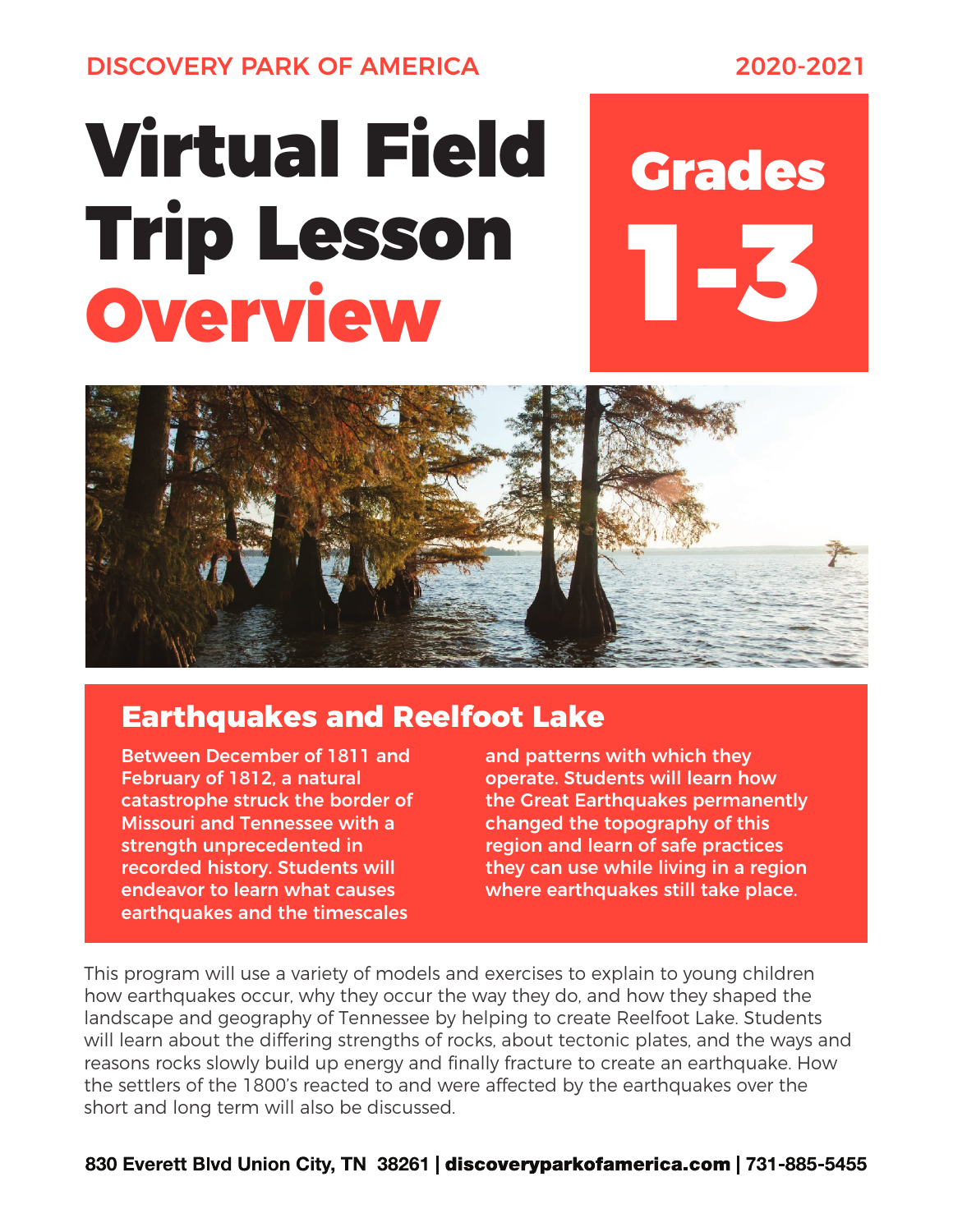DISCOVERY PARK OF AMERICA 2020-2021

# Virtual Field Trip Lesson Overview

## Grades 1-3

## Earthquakes and Reelfoot Lake

**Between December of 1811 and February of 1812, a natural catastrophe struck the border of Missouri and Tennessee with a strength unprecedented in recorded history. Students will endeavor to learn what causes earthquakes and the timescales and patterns with which they operate. Students will learn how the Great Earthquakes permanently changed the topography of this region and learn of safe practices they can use while living in a region where earthquakes still take place.**

This program will use a variety of models and exercises to explain to young children how earthquakes occur, why they occur the way they do, and how they shaped the landscape and geography of Tennessee by helping to create Reelfoot Lake. Students will learn about the differing strengths of rocks, about tectonic plates, and the ways and reasons rocks slowly build up energy and finally fracture to create an earthquake. How the settlers of the 1800's reacted to and were affected by the earthquakes over the short and long term will also be discussed.

**830 Everett Blvd Union City, TN 38261 | discoveryparkofamerica.com | 731-885-5455**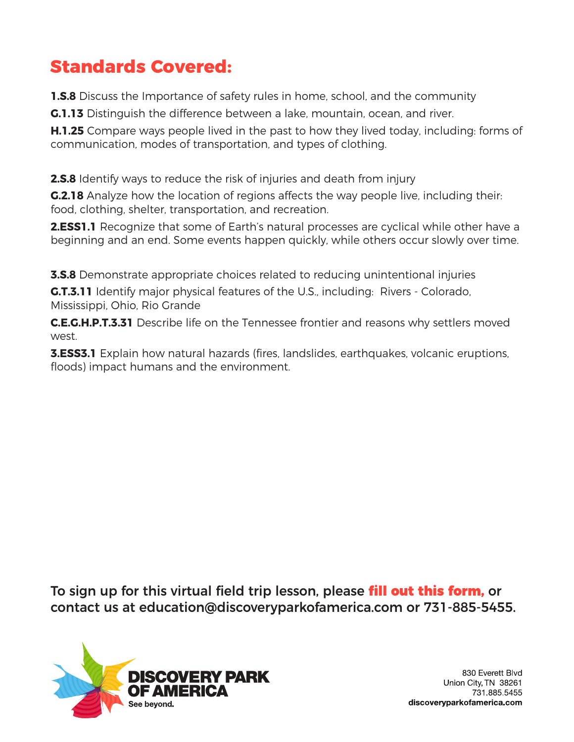# Standards Covered:

**1.S.8** Discuss the Importance of safety rules in home, school, and the community

**G.1.13** Distinguish the difference between a lake, mountain, ocean, and river.

**H.1.25** Compare ways people lived in the past to how they lived today, including: forms of communication, modes of transportation, and types of clothing.

**2.S.8** Identify ways to reduce the risk of injuries and death from injury

**G.2.18** Analyze how the location of regions affects the way people live, including their: food, clothing, shelter, transportation, and recreation.

**2.ESS1.1** Recognize that some of Earth's natural processes are cyclical while other have a beginning and an end. Some events happen quickly, while others occur slowly over time.

**3.S.8** Demonstrate appropriate choices related to reducing unintentional injuries

**G.T.3.11** Identify major physical features of the U.S., including: Rivers - Colorado, Mississippi, Ohio, Rio Grande

**C.E.G.H.P.T.3.31** Describe life on the Tennessee frontier and reasons why settlers moved west.

**3.ESS3.1** Explain how natural hazards (fires, landslides, earthquakes, volcanic eruptions, floods) impact humans and the environment.

**To sign up for this virtual field trip lesson, please fill out this form, or contact us at education@discoveryparkofamerica.com or 731-885-5455.**

DISCOVERY PARK OF AMERICA
See beyond.

830 Everett Blvd
Union City, TN 38261
731.885.5455
**discoveryparkofamerica.com**